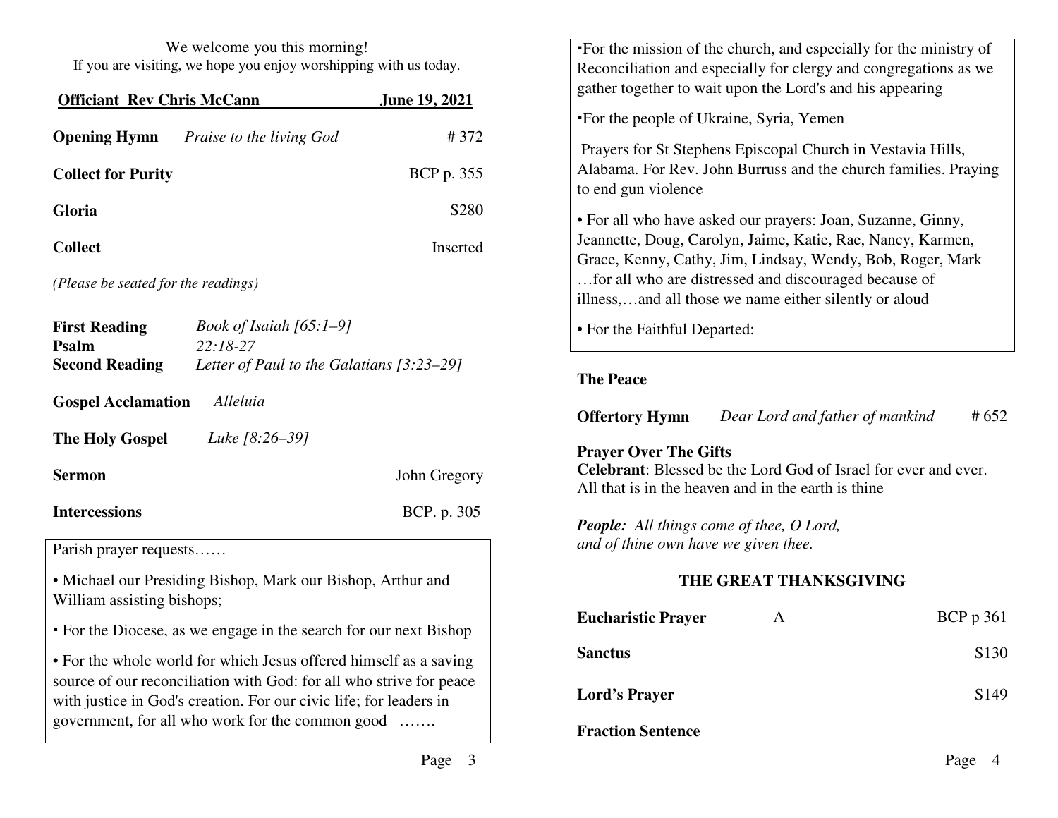We welcome you this morning!
If you are visiting, we hope you enjoy worshipping with us today.

**Officiant Rev Chris McCann** **June 19, 2021**

**Opening Hymn** *Praise to the living God* # 372

**Collect for Purity** BCP p. 355

**Gloria** S280

**Collect** Inserted

*(Please be seated for the readings)*

**First Reading** *Book of Isaiah [65:1–9]*
**Psalm** *22:18-27*
**Second Reading** *Letter of Paul to the Galatians [3:23–29]*

**Gospel Acclamation** *Alleluia*

**The Holy Gospel** *Luke [8:26–39]*

**Sermon** John Gregory

**Intercessions** BCP. p. 305

Parish prayer requests……

- Michael our Presiding Bishop, Mark our Bishop, Arthur and William assisting bishops;
- For the Diocese, as we engage in the search for our next Bishop
- For the whole world for which Jesus offered himself as a saving source of our reconciliation with God: for all who strive for peace with justice in God's creation. For our civic life; for leaders in government, for all who work for the common good …….
- For the mission of the church, and especially for the ministry of Reconciliation and especially for clergy and congregations as we gather together to wait upon the Lord's and his appearing
- For the people of Ukraine, Syria, Yemen

Prayers for St Stephens Episcopal Church in Vestavia Hills, Alabama. For Rev. John Burruss and the church families. Praying to end gun violence

- For all who have asked our prayers: Joan, Suzanne, Ginny, Jeannette, Doug, Carolyn, Jaime, Katie, Rae, Nancy, Karmen, Grace, Kenny, Cathy, Jim, Lindsay, Wendy, Bob, Roger, Mark …for all who are distressed and discouraged because of illness,…and all those we name either silently or aloud
- For the Faithful Departed:

**The Peace**

**Offertory Hymn** *Dear Lord and father of mankind* # 652

**Prayer Over The Gifts**
**Celebrant**: Blessed be the Lord God of Israel for ever and ever. All that is in the heaven and in the earth is thine

***People:*** *All things come of thee, O Lord,*
*and of thine own have we given thee.*

## THE GREAT THANKSGIVING

**Eucharistic Prayer** A BCP p 361

**Sanctus** S130

**Lord's Prayer** S149

**Fraction Sentence**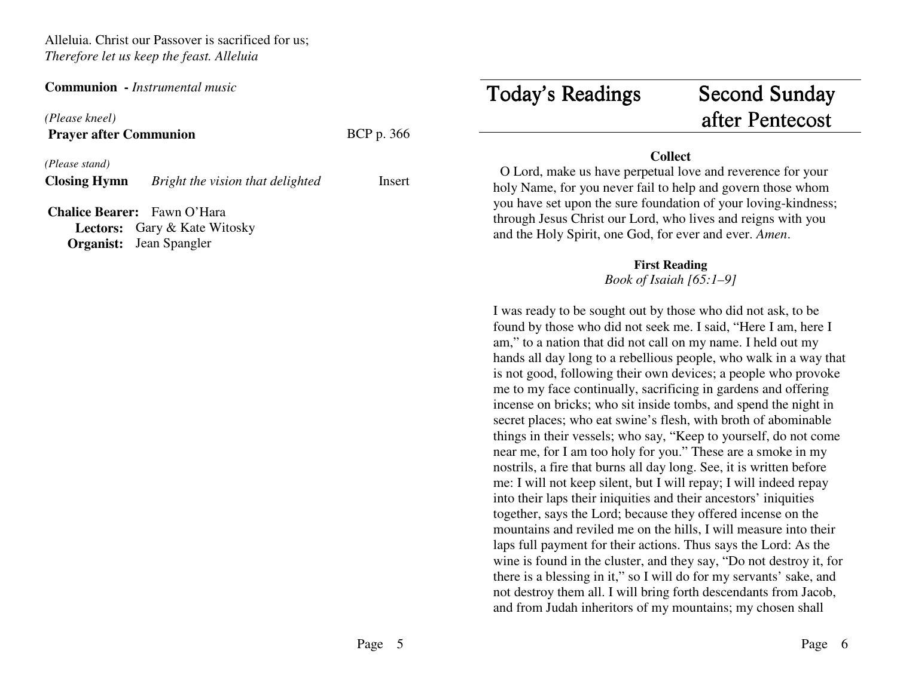Alleluia. Christ our Passover is sacrificed for us;
*Therefore let us keep the feast. Alleluia*

**Communion** - *Instrumental music*

*(Please kneel)*
**Prayer after Communion** BCP p. 366

*(Please stand)*
**Closing Hymn** *Bright the vision that delighted* Insert

**Chalice Bearer:** Fawn O'Hara
**Lectors:** Gary & Kate Witosky
**Organist:** Jean Spangler

# Today's Readings — Second Sunday after Pentecost

**Collect**

O Lord, make us have perpetual love and reverence for your holy Name, for you never fail to help and govern those whom you have set upon the sure foundation of your loving-kindness; through Jesus Christ our Lord, who lives and reigns with you and the Holy Spirit, one God, for ever and ever. *Amen*.

**First Reading**
*Book of Isaiah [65:1–9]*

I was ready to be sought out by those who did not ask, to be found by those who did not seek me. I said, "Here I am, here I am," to a nation that did not call on my name. I held out my hands all day long to a rebellious people, who walk in a way that is not good, following their own devices; a people who provoke me to my face continually, sacrificing in gardens and offering incense on bricks; who sit inside tombs, and spend the night in secret places; who eat swine's flesh, with broth of abominable things in their vessels; who say, "Keep to yourself, do not come near me, for I am too holy for you." These are a smoke in my nostrils, a fire that burns all day long. See, it is written before me: I will not keep silent, but I will repay; I will indeed repay into their laps their iniquities and their ancestors' iniquities together, says the Lord; because they offered incense on the mountains and reviled me on the hills, I will measure into their laps full payment for their actions. Thus says the Lord: As the wine is found in the cluster, and they say, "Do not destroy it, for there is a blessing in it," so I will do for my servants' sake, and not destroy them all. I will bring forth descendants from Jacob, and from Judah inheritors of my mountains; my chosen shall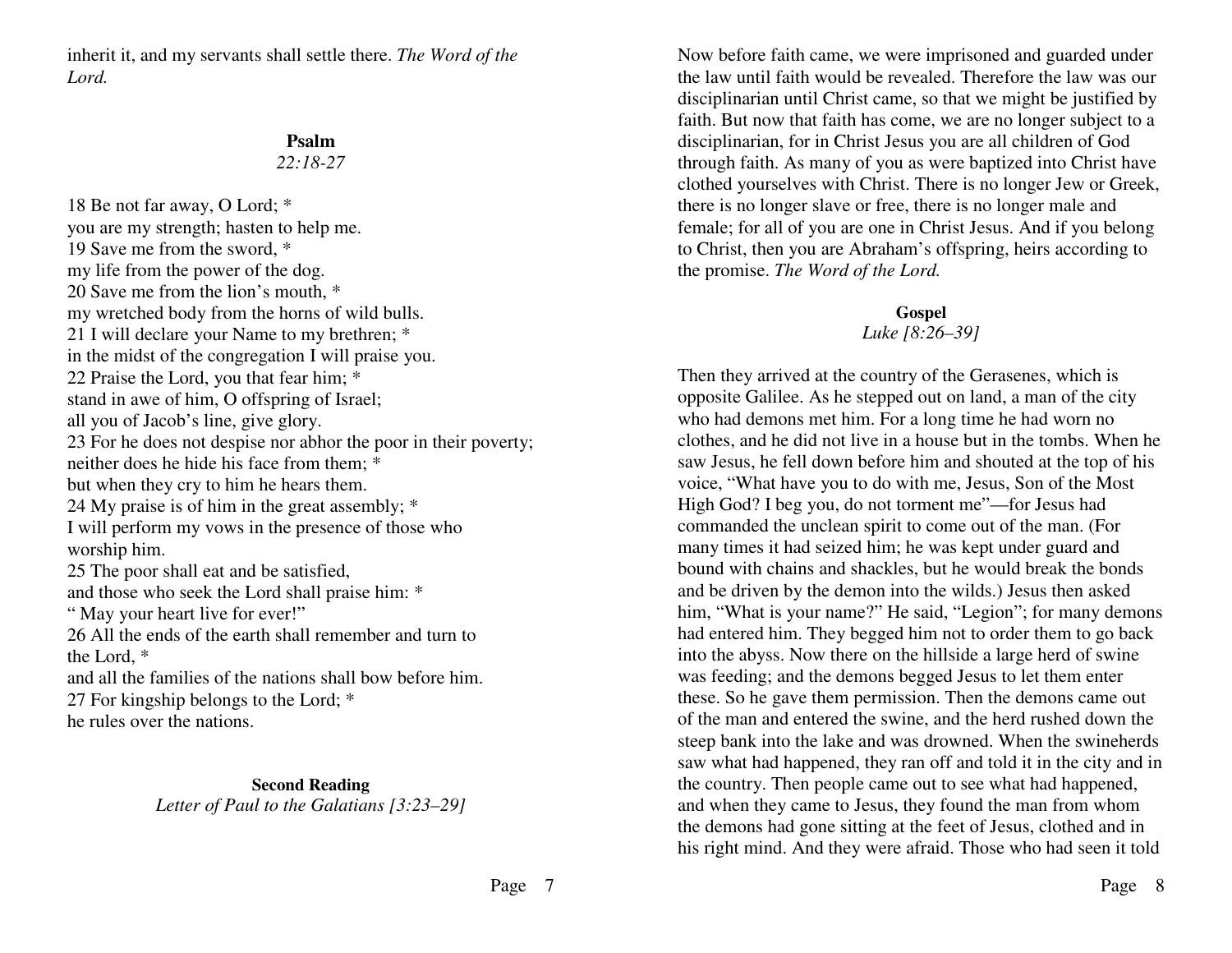inherit it, and my servants shall settle there. *The Word of the Lord.*

**Psalm**

*22:18-27*

18 Be not far away, O Lord; *
you are my strength; hasten to help me.
19 Save me from the sword, *
my life from the power of the dog.
20 Save me from the lion's mouth, *
my wretched body from the horns of wild bulls.
21 I will declare your Name to my brethren; *
in the midst of the congregation I will praise you.
22 Praise the Lord, you that fear him; *
stand in awe of him, O offspring of Israel;
all you of Jacob's line, give glory.
23 For he does not despise nor abhor the poor in their poverty;
neither does he hide his face from them; *
but when they cry to him he hears them.
24 My praise is of him in the great assembly; *
I will perform my vows in the presence of those who
worship him.
25 The poor shall eat and be satisfied,
and those who seek the Lord shall praise him: *
" May your heart live for ever!"
26 All the ends of the earth shall remember and turn to
the Lord, *
and all the families of the nations shall bow before him.
27 For kingship belongs to the Lord; *
he rules over the nations.

**Second Reading**

*Letter of Paul to the Galatians [3:23–29]*

Now before faith came, we were imprisoned and guarded under the law until faith would be revealed. Therefore the law was our disciplinarian until Christ came, so that we might be justified by faith. But now that faith has come, we are no longer subject to a disciplinarian, for in Christ Jesus you are all children of God through faith. As many of you as were baptized into Christ have clothed yourselves with Christ. There is no longer Jew or Greek, there is no longer slave or free, there is no longer male and female; for all of you are one in Christ Jesus. And if you belong to Christ, then you are Abraham's offspring, heirs according to the promise. *The Word of the Lord.*

**Gospel**

*Luke [8:26–39]*

Then they arrived at the country of the Gerasenes, which is opposite Galilee. As he stepped out on land, a man of the city who had demons met him. For a long time he had worn no clothes, and he did not live in a house but in the tombs. When he saw Jesus, he fell down before him and shouted at the top of his voice, "What have you to do with me, Jesus, Son of the Most High God? I beg you, do not torment me"—for Jesus had commanded the unclean spirit to come out of the man. (For many times it had seized him; he was kept under guard and bound with chains and shackles, but he would break the bonds and be driven by the demon into the wilds.) Jesus then asked him, "What is your name?" He said, "Legion"; for many demons had entered him. They begged him not to order them to go back into the abyss. Now there on the hillside a large herd of swine was feeding; and the demons begged Jesus to let them enter these. So he gave them permission. Then the demons came out of the man and entered the swine, and the herd rushed down the steep bank into the lake and was drowned. When the swineherds saw what had happened, they ran off and told it in the city and in the country. Then people came out to see what had happened, and when they came to Jesus, they found the man from whom the demons had gone sitting at the feet of Jesus, clothed and in his right mind. And they were afraid. Those who had seen it told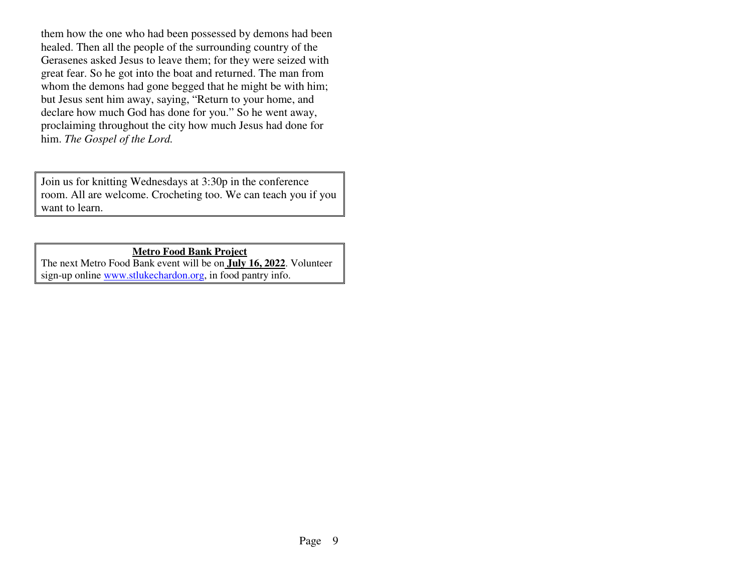them how the one who had been possessed by demons had been healed. Then all the people of the surrounding country of the Gerasenes asked Jesus to leave them; for they were seized with great fear. So he got into the boat and returned. The man from whom the demons had gone begged that he might be with him; but Jesus sent him away, saying, "Return to your home, and declare how much God has done for you." So he went away, proclaiming throughout the city how much Jesus had done for him. *The Gospel of the Lord.*

Join us for knitting Wednesdays at 3:30p in the conference room. All are welcome. Crocheting too. We can teach you if you want to learn.

**Metro Food Bank Project**

The next Metro Food Bank event will be on **July 16, 2022**. Volunteer sign-up online www.stlukechardon.org, in food pantry info.